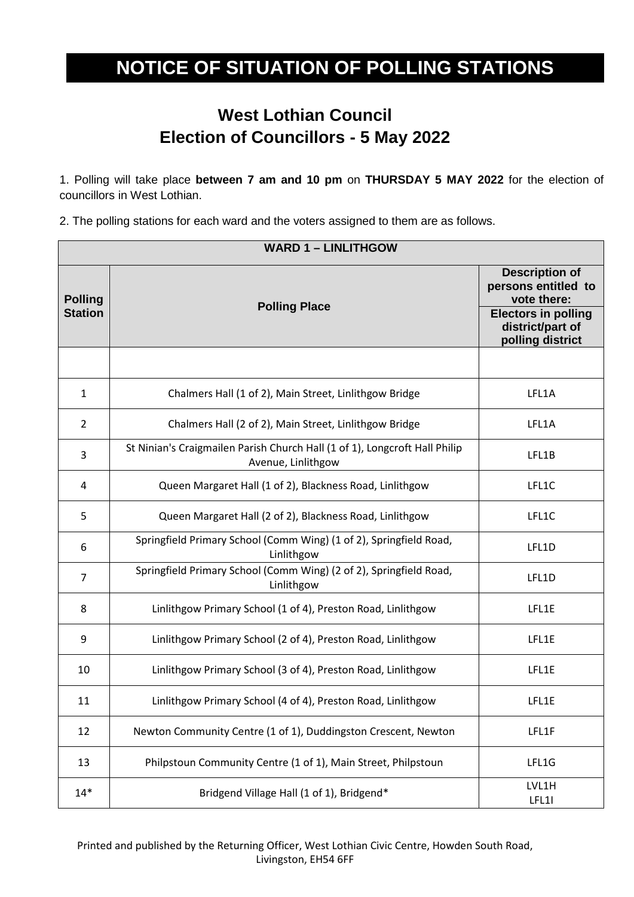# NOTICE OF SITUATION OF POLLING STATIONS

## West Lothian Council
## Election of Councillors - 5 May 2022

1. Polling will take place **between 7 am and 10 pm** on **THURSDAY 5 MAY 2022** for the election of councillors in West Lothian.

2. The polling stations for each ward and the voters assigned to them are as follows.

| WARD 1 – LINLITHGOW | | |
|---|---|---|
| **Polling Station** | **Polling Place** | **Description of persons entitled to vote there: Electors in polling district/part of polling district** |
| | | |
| 1 | Chalmers Hall (1 of 2), Main Street, Linlithgow Bridge | LFL1A |
| 2 | Chalmers Hall (2 of 2), Main Street, Linlithgow Bridge | LFL1A |
| 3 | St Ninian's Craigmailen Parish Church Hall (1 of 1), Longcroft Hall Philip Avenue, Linlithgow | LFL1B |
| 4 | Queen Margaret Hall (1 of 2), Blackness Road, Linlithgow | LFL1C |
| 5 | Queen Margaret Hall (2 of 2), Blackness Road, Linlithgow | LFL1C |
| 6 | Springfield Primary School (Comm Wing) (1 of 2), Springfield Road, Linlithgow | LFL1D |
| 7 | Springfield Primary School (Comm Wing) (2 of 2), Springfield Road, Linlithgow | LFL1D |
| 8 | Linlithgow Primary School (1 of 4), Preston Road, Linlithgow | LFL1E |
| 9 | Linlithgow Primary School (2 of 4), Preston Road, Linlithgow | LFL1E |
| 10 | Linlithgow Primary School (3 of 4), Preston Road, Linlithgow | LFL1E |
| 11 | Linlithgow Primary School (4 of 4), Preston Road, Linlithgow | LFL1E |
| 12 | Newton Community Centre (1 of 1), Duddingston Crescent, Newton | LFL1F |
| 13 | Philpstoun Community Centre (1 of 1), Main Street, Philpstoun | LFL1G |
| 14* | Bridgend Village Hall (1 of 1), Bridgend* | LVL1H<br>LFL1I |

Printed and published by the Returning Officer, West Lothian Civic Centre, Howden South Road, Livingston, EH54 6FF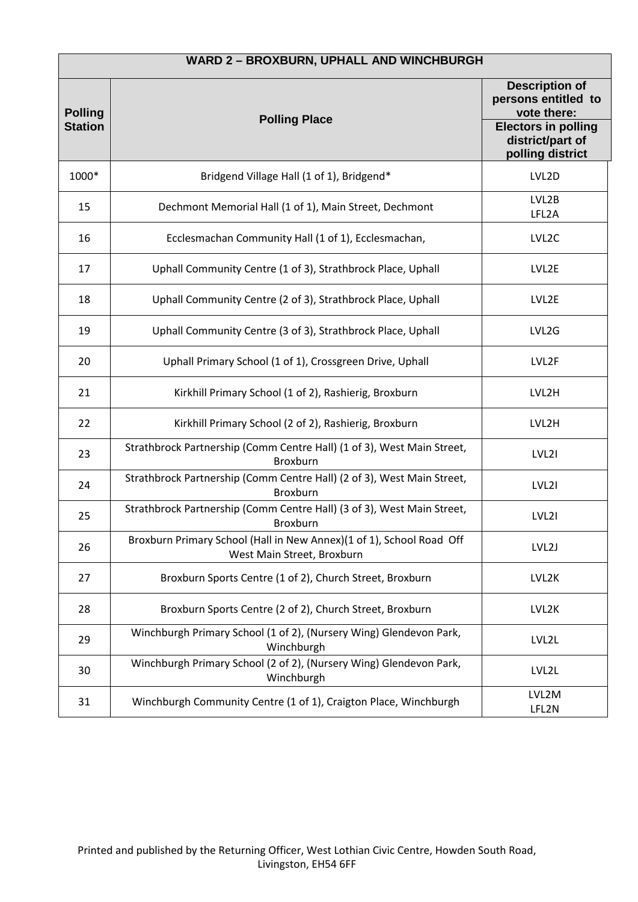| WARD 2 – BROXBURN, UPHALL AND WINCHBURGH | | |
|---|---|---|
| **Polling Station** | **Polling Place** | **Description of persons entitled to vote there: Electors in polling district/part of polling district** |
| 1000* | Bridgend Village Hall (1 of 1), Bridgend* | LVL2D |
| 15 | Dechmont Memorial Hall (1 of 1), Main Street, Dechmont | LVL2B LFL2A |
| 16 | Ecclesmachan Community Hall (1 of 1), Ecclesmachan, | LVL2C |
| 17 | Uphall Community Centre (1 of 3), Strathbrock Place, Uphall | LVL2E |
| 18 | Uphall Community Centre (2 of 3), Strathbrock Place, Uphall | LVL2E |
| 19 | Uphall Community Centre (3 of 3), Strathbrock Place, Uphall | LVL2G |
| 20 | Uphall Primary School (1 of 1), Crossgreen Drive, Uphall | LVL2F |
| 21 | Kirkhill Primary School (1 of 2), Rashierig, Broxburn | LVL2H |
| 22 | Kirkhill Primary School (2 of 2), Rashierig, Broxburn | LVL2H |
| 23 | Strathbrock Partnership (Comm Centre Hall) (1 of 3), West Main Street, Broxburn | LVL2I |
| 24 | Strathbrock Partnership (Comm Centre Hall) (2 of 3), West Main Street, Broxburn | LVL2I |
| 25 | Strathbrock Partnership (Comm Centre Hall) (3 of 3), West Main Street, Broxburn | LVL2I |
| 26 | Broxburn Primary School (Hall in New Annex)(1 of 1), School Road Off West Main Street, Broxburn | LVL2J |
| 27 | Broxburn Sports Centre (1 of 2), Church Street, Broxburn | LVL2K |
| 28 | Broxburn Sports Centre (2 of 2), Church Street, Broxburn | LVL2K |
| 29 | Winchburgh Primary School (1 of 2), (Nursery Wing) Glendevon Park, Winchburgh | LVL2L |
| 30 | Winchburgh Primary School (2 of 2), (Nursery Wing) Glendevon Park, Winchburgh | LVL2L |
| 31 | Winchburgh Community Centre (1 of 1), Craigton Place, Winchburgh | LVL2M LFL2N |

Printed and published by the Returning Officer, West Lothian Civic Centre, Howden South Road, Livingston, EH54 6FF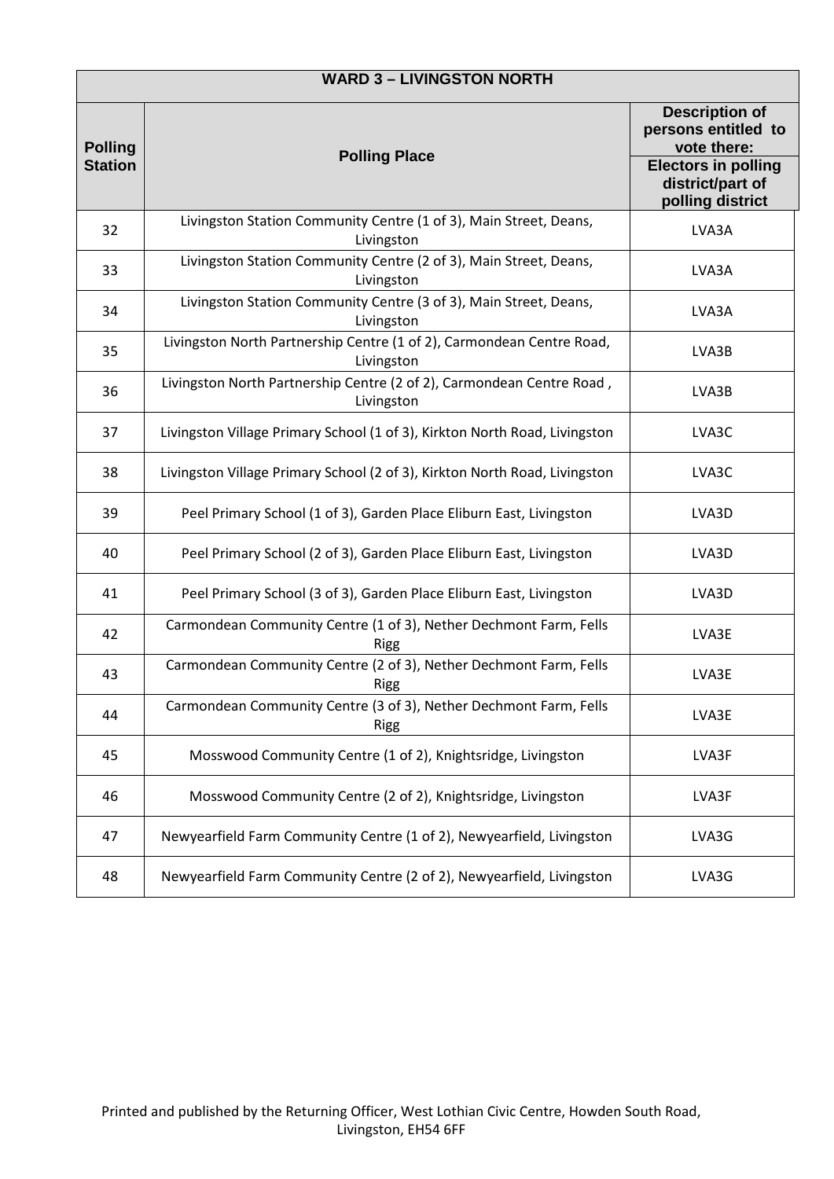| WARD 3 – LIVINGSTON NORTH | | |
|---|---|---|
| **Polling Station** | **Polling Place** | **Description of persons entitled to vote there: Electors in polling district/part of polling district** |
| 32 | Livingston Station Community Centre (1 of 3), Main Street, Deans, Livingston | LVA3A |
| 33 | Livingston Station Community Centre (2 of 3), Main Street, Deans, Livingston | LVA3A |
| 34 | Livingston Station Community Centre (3 of 3), Main Street, Deans, Livingston | LVA3A |
| 35 | Livingston North Partnership Centre (1 of 2), Carmondean Centre Road, Livingston | LVA3B |
| 36 | Livingston North Partnership Centre (2 of 2), Carmondean Centre Road , Livingston | LVA3B |
| 37 | Livingston Village Primary School (1 of 3), Kirkton North Road, Livingston | LVA3C |
| 38 | Livingston Village Primary School (2 of 3), Kirkton North Road, Livingston | LVA3C |
| 39 | Peel Primary School (1 of 3), Garden Place Eliburn East, Livingston | LVA3D |
| 40 | Peel Primary School (2 of 3), Garden Place Eliburn East, Livingston | LVA3D |
| 41 | Peel Primary School (3 of 3), Garden Place Eliburn East, Livingston | LVA3D |
| 42 | Carmondean Community Centre (1 of 3), Nether Dechmont Farm, Fells Rigg | LVA3E |
| 43 | Carmondean Community Centre (2 of 3), Nether Dechmont Farm, Fells Rigg | LVA3E |
| 44 | Carmondean Community Centre (3 of 3), Nether Dechmont Farm, Fells Rigg | LVA3E |
| 45 | Mosswood Community Centre (1 of 2), Knightsridge, Livingston | LVA3F |
| 46 | Mosswood Community Centre (2 of 2), Knightsridge, Livingston | LVA3F |
| 47 | Newyearfield Farm Community Centre (1 of 2), Newyearfield, Livingston | LVA3G |
| 48 | Newyearfield Farm Community Centre (2 of 2), Newyearfield, Livingston | LVA3G |

Printed and published by the Returning Officer, West Lothian Civic Centre, Howden South Road, Livingston, EH54 6FF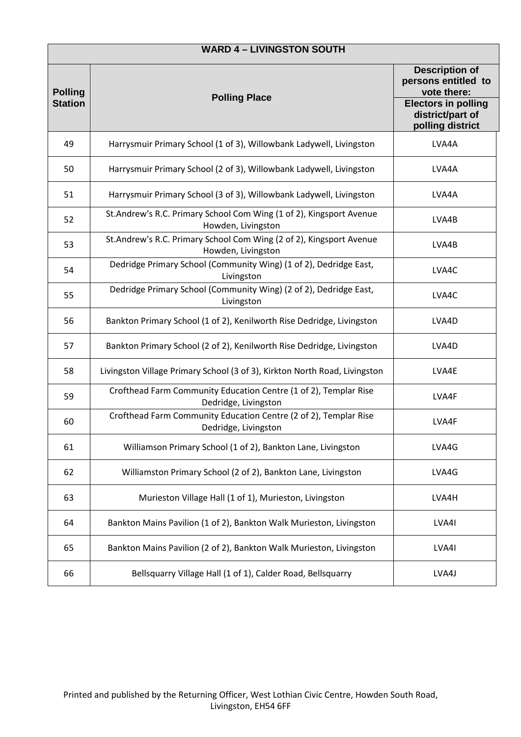| WARD 4 – LIVINGSTON SOUTH | | |
|---|---|---|
| **Polling Station** | **Polling Place** | **Description of persons entitled to vote there: Electors in polling district/part of polling district** |
| 49 | Harrysmuir Primary School (1 of 3), Willowbank Ladywell, Livingston | LVA4A |
| 50 | Harrysmuir Primary School (2 of 3), Willowbank Ladywell, Livingston | LVA4A |
| 51 | Harrysmuir Primary School (3 of 3), Willowbank Ladywell, Livingston | LVA4A |
| 52 | St.Andrew's R.C. Primary School Com Wing (1 of 2), Kingsport Avenue Howden, Livingston | LVA4B |
| 53 | St.Andrew's R.C. Primary School Com Wing (2 of 2), Kingsport Avenue Howden, Livingston | LVA4B |
| 54 | Dedridge Primary School (Community Wing) (1 of 2), Dedridge East, Livingston | LVA4C |
| 55 | Dedridge Primary School (Community Wing) (2 of 2), Dedridge East, Livingston | LVA4C |
| 56 | Bankton Primary School (1 of 2), Kenilworth Rise Dedridge, Livingston | LVA4D |
| 57 | Bankton Primary School (2 of 2), Kenilworth Rise Dedridge, Livingston | LVA4D |
| 58 | Livingston Village Primary School (3 of 3), Kirkton North Road, Livingston | LVA4E |
| 59 | Crofthead Farm Community Education Centre (1 of 2), Templar Rise Dedridge, Livingston | LVA4F |
| 60 | Crofthead Farm Community Education Centre (2 of 2), Templar Rise Dedridge, Livingston | LVA4F |
| 61 | Williamson Primary School (1 of 2), Bankton Lane, Livingston | LVA4G |
| 62 | Williamston Primary School (2 of 2), Bankton Lane, Livingston | LVA4G |
| 63 | Murieston Village Hall (1 of 1), Murieston, Livingston | LVA4H |
| 64 | Bankton Mains Pavilion (1 of 2), Bankton Walk Murieston, Livingston | LVA4I |
| 65 | Bankton Mains Pavilion (2 of 2), Bankton Walk Murieston, Livingston | LVA4I |
| 66 | Bellsquarry Village Hall (1 of 1), Calder Road, Bellsquarry | LVA4J |

Printed and published by the Returning Officer, West Lothian Civic Centre, Howden South Road, Livingston, EH54 6FF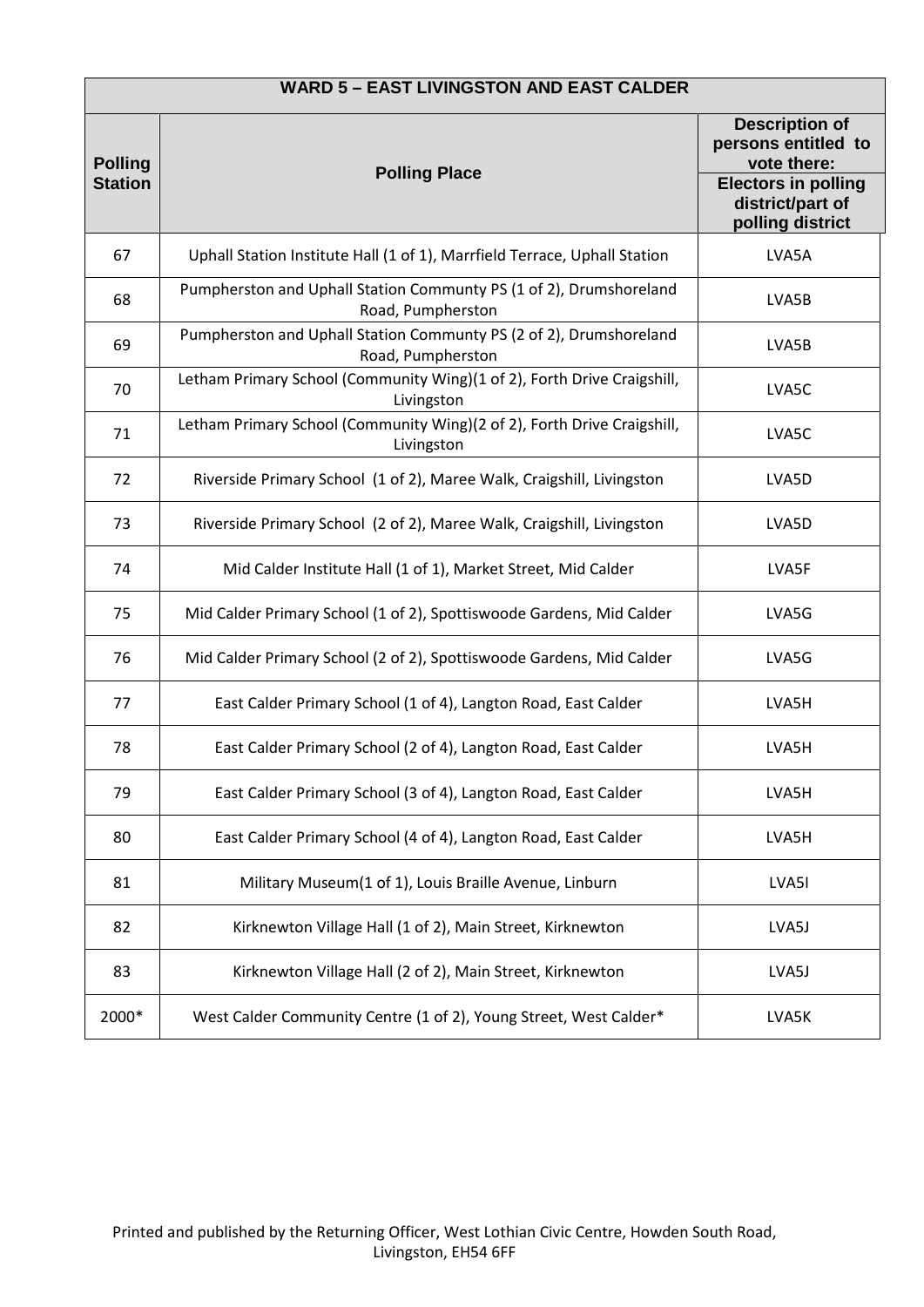| WARD 5 – EAST LIVINGSTON AND EAST CALDER | | |
|---|---|---|
| **Polling Station** | **Polling Place** | **Description of persons entitled to vote there: Electors in polling district/part of polling district** |
| 67 | Uphall Station Institute Hall (1 of 1), Marrfield Terrace, Uphall Station | LVA5A |
| 68 | Pumpherston and Uphall Station Communty PS (1 of 2), Drumshoreland Road, Pumpherston | LVA5B |
| 69 | Pumpherston and Uphall Station Communty PS (2 of 2), Drumshoreland Road, Pumpherston | LVA5B |
| 70 | Letham Primary School (Community Wing)(1 of 2), Forth Drive Craigshill, Livingston | LVA5C |
| 71 | Letham Primary School (Community Wing)(2 of 2), Forth Drive Craigshill, Livingston | LVA5C |
| 72 | Riverside Primary School (1 of 2), Maree Walk, Craigshill, Livingston | LVA5D |
| 73 | Riverside Primary School (2 of 2), Maree Walk, Craigshill, Livingston | LVA5D |
| 74 | Mid Calder Institute Hall (1 of 1), Market Street, Mid Calder | LVA5F |
| 75 | Mid Calder Primary School (1 of 2), Spottiswoode Gardens, Mid Calder | LVA5G |
| 76 | Mid Calder Primary School (2 of 2), Spottiswoode Gardens, Mid Calder | LVA5G |
| 77 | East Calder Primary School (1 of 4), Langton Road, East Calder | LVA5H |
| 78 | East Calder Primary School (2 of 4), Langton Road, East Calder | LVA5H |
| 79 | East Calder Primary School (3 of 4), Langton Road, East Calder | LVA5H |
| 80 | East Calder Primary School (4 of 4), Langton Road, East Calder | LVA5H |
| 81 | Military Museum(1 of 1), Louis Braille Avenue, Linburn | LVA5I |
| 82 | Kirknewton Village Hall (1 of 2), Main Street, Kirknewton | LVA5J |
| 83 | Kirknewton Village Hall (2 of 2), Main Street, Kirknewton | LVA5J |
| 2000* | West Calder Community Centre (1 of 2), Young Street, West Calder* | LVA5K |

Printed and published by the Returning Officer, West Lothian Civic Centre, Howden South Road, Livingston, EH54 6FF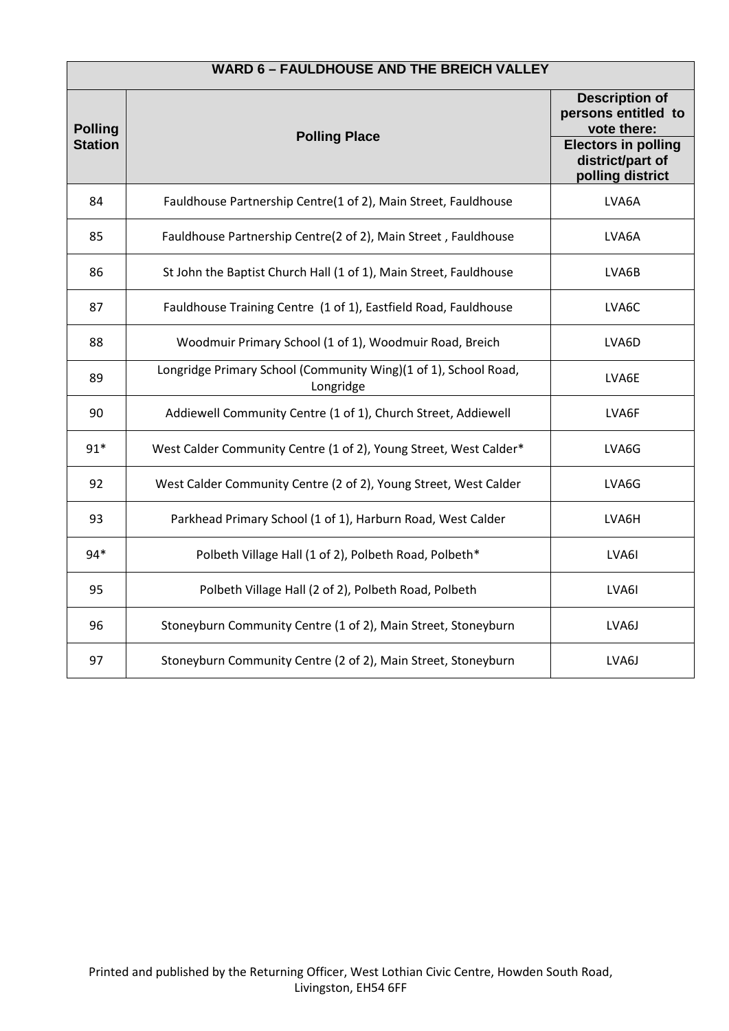| WARD 6 – FAULDHOUSE AND THE BREICH VALLEY | | |
|---|---|---|
| Polling Station | Polling Place | Description of persons entitled to vote there: Electors in polling district/part of polling district |
| 84 | Fauldhouse Partnership Centre(1 of 2), Main Street, Fauldhouse | LVA6A |
| 85 | Fauldhouse Partnership Centre(2 of 2), Main Street , Fauldhouse | LVA6A |
| 86 | St John the Baptist Church Hall (1 of 1), Main Street, Fauldhouse | LVA6B |
| 87 | Fauldhouse Training Centre (1 of 1), Eastfield Road, Fauldhouse | LVA6C |
| 88 | Woodmuir Primary School (1 of 1), Woodmuir Road, Breich | LVA6D |
| 89 | Longridge Primary School (Community Wing)(1 of 1), School Road, Longridge | LVA6E |
| 90 | Addiewell Community Centre (1 of 1), Church Street, Addiewell | LVA6F |
| 91* | West Calder Community Centre (1 of 2), Young Street, West Calder* | LVA6G |
| 92 | West Calder Community Centre (2 of 2), Young Street, West Calder | LVA6G |
| 93 | Parkhead Primary School (1 of 1), Harburn Road, West Calder | LVA6H |
| 94* | Polbeth Village Hall (1 of 2), Polbeth Road, Polbeth* | LVA6I |
| 95 | Polbeth Village Hall (2 of 2), Polbeth Road, Polbeth | LVA6I |
| 96 | Stoneyburn Community Centre (1 of 2), Main Street, Stoneyburn | LVA6J |
| 97 | Stoneyburn Community Centre (2 of 2), Main Street, Stoneyburn | LVA6J |

Printed and published by the Returning Officer, West Lothian Civic Centre, Howden South Road, Livingston, EH54 6FF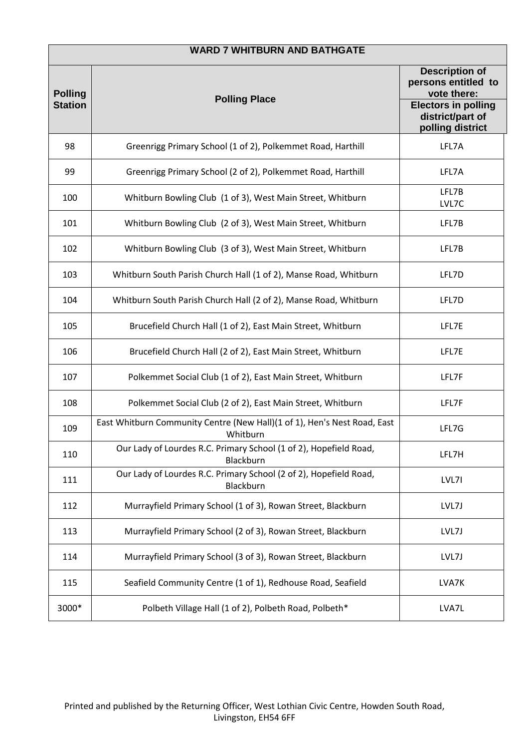| WARD 7 WHITBURN AND BATHGATE | | |
|---|---|---|
| **Polling Station** | **Polling Place** | **Description of persons entitled to vote there: Electors in polling district/part of polling district** |
| 98 | Greenrigg Primary School (1 of 2), Polkemmet Road, Harthill | LFL7A |
| 99 | Greenrigg Primary School (2 of 2), Polkemmet Road, Harthill | LFL7A |
| 100 | Whitburn Bowling Club (1 of 3), West Main Street, Whitburn | LFL7B LVL7C |
| 101 | Whitburn Bowling Club (2 of 3), West Main Street, Whitburn | LFL7B |
| 102 | Whitburn Bowling Club (3 of 3), West Main Street, Whitburn | LFL7B |
| 103 | Whitburn South Parish Church Hall (1 of 2), Manse Road, Whitburn | LFL7D |
| 104 | Whitburn South Parish Church Hall (2 of 2), Manse Road, Whitburn | LFL7D |
| 105 | Brucefield Church Hall (1 of 2), East Main Street, Whitburn | LFL7E |
| 106 | Brucefield Church Hall (2 of 2), East Main Street, Whitburn | LFL7E |
| 107 | Polkemmet Social Club (1 of 2), East Main Street, Whitburn | LFL7F |
| 108 | Polkemmet Social Club (2 of 2), East Main Street, Whitburn | LFL7F |
| 109 | East Whitburn Community Centre (New Hall)(1 of 1), Hen's Nest Road, East Whitburn | LFL7G |
| 110 | Our Lady of Lourdes R.C. Primary School (1 of 2), Hopefield Road, Blackburn | LFL7H |
| 111 | Our Lady of Lourdes R.C. Primary School (2 of 2), Hopefield Road, Blackburn | LVL7I |
| 112 | Murrayfield Primary School (1 of 3), Rowan Street, Blackburn | LVL7J |
| 113 | Murrayfield Primary School (2 of 3), Rowan Street, Blackburn | LVL7J |
| 114 | Murrayfield Primary School (3 of 3), Rowan Street, Blackburn | LVL7J |
| 115 | Seafield Community Centre (1 of 1), Redhouse Road, Seafield | LVA7K |
| 3000* | Polbeth Village Hall (1 of 2), Polbeth Road, Polbeth* | LVA7L |

Printed and published by the Returning Officer, West Lothian Civic Centre, Howden South Road, Livingston, EH54 6FF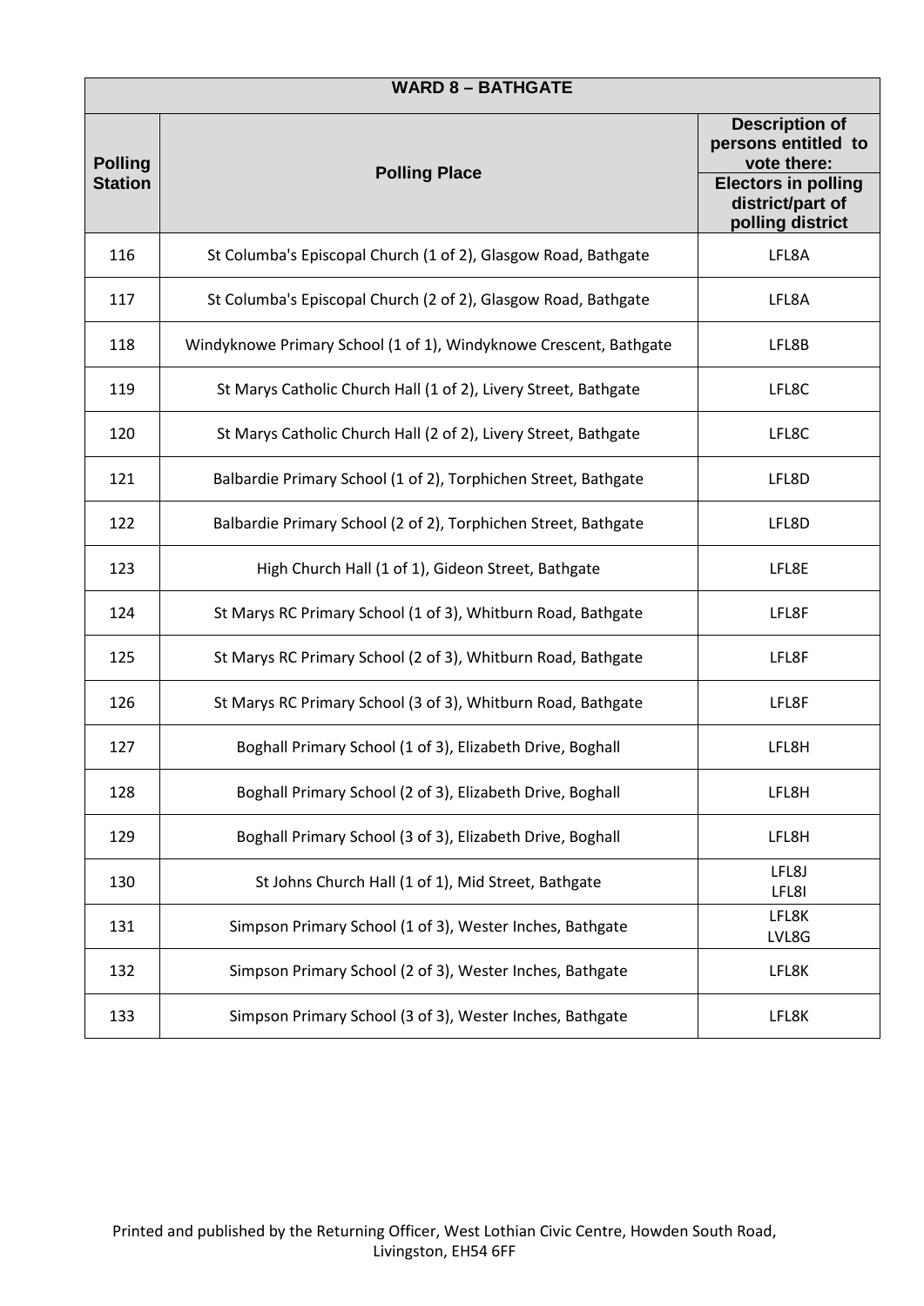| WARD 8 – BATHGATE | | |
|---|---|---|
| **Polling Station** | **Polling Place** | **Description of persons entitled to vote there: Electors in polling district/part of polling district** |
| 116 | St Columba's Episcopal Church (1 of 2), Glasgow Road, Bathgate | LFL8A |
| 117 | St Columba's Episcopal Church (2 of 2), Glasgow Road, Bathgate | LFL8A |
| 118 | Windyknowe Primary School (1 of 1), Windyknowe Crescent, Bathgate | LFL8B |
| 119 | St Marys Catholic Church Hall (1 of 2), Livery Street, Bathgate | LFL8C |
| 120 | St Marys Catholic Church Hall (2 of 2), Livery Street, Bathgate | LFL8C |
| 121 | Balbardie Primary School (1 of 2), Torphichen Street, Bathgate | LFL8D |
| 122 | Balbardie Primary School (2 of 2), Torphichen Street, Bathgate | LFL8D |
| 123 | High Church Hall (1 of 1), Gideon Street, Bathgate | LFL8E |
| 124 | St Marys RC Primary School (1 of 3), Whitburn Road, Bathgate | LFL8F |
| 125 | St Marys RC Primary School (2 of 3), Whitburn Road, Bathgate | LFL8F |
| 126 | St Marys RC Primary School (3 of 3), Whitburn Road, Bathgate | LFL8F |
| 127 | Boghall Primary School (1 of 3), Elizabeth Drive, Boghall | LFL8H |
| 128 | Boghall Primary School (2 of 3), Elizabeth Drive, Boghall | LFL8H |
| 129 | Boghall Primary School (3 of 3), Elizabeth Drive, Boghall | LFL8H |
| 130 | St Johns Church Hall (1 of 1), Mid Street, Bathgate | LFL8J<br>LFL8I |
| 131 | Simpson Primary School (1 of 3), Wester Inches, Bathgate | LFL8K<br>LVL8G |
| 132 | Simpson Primary School (2 of 3), Wester Inches, Bathgate | LFL8K |
| 133 | Simpson Primary School (3 of 3), Wester Inches, Bathgate | LFL8K |

Printed and published by the Returning Officer, West Lothian Civic Centre, Howden South Road, Livingston, EH54 6FF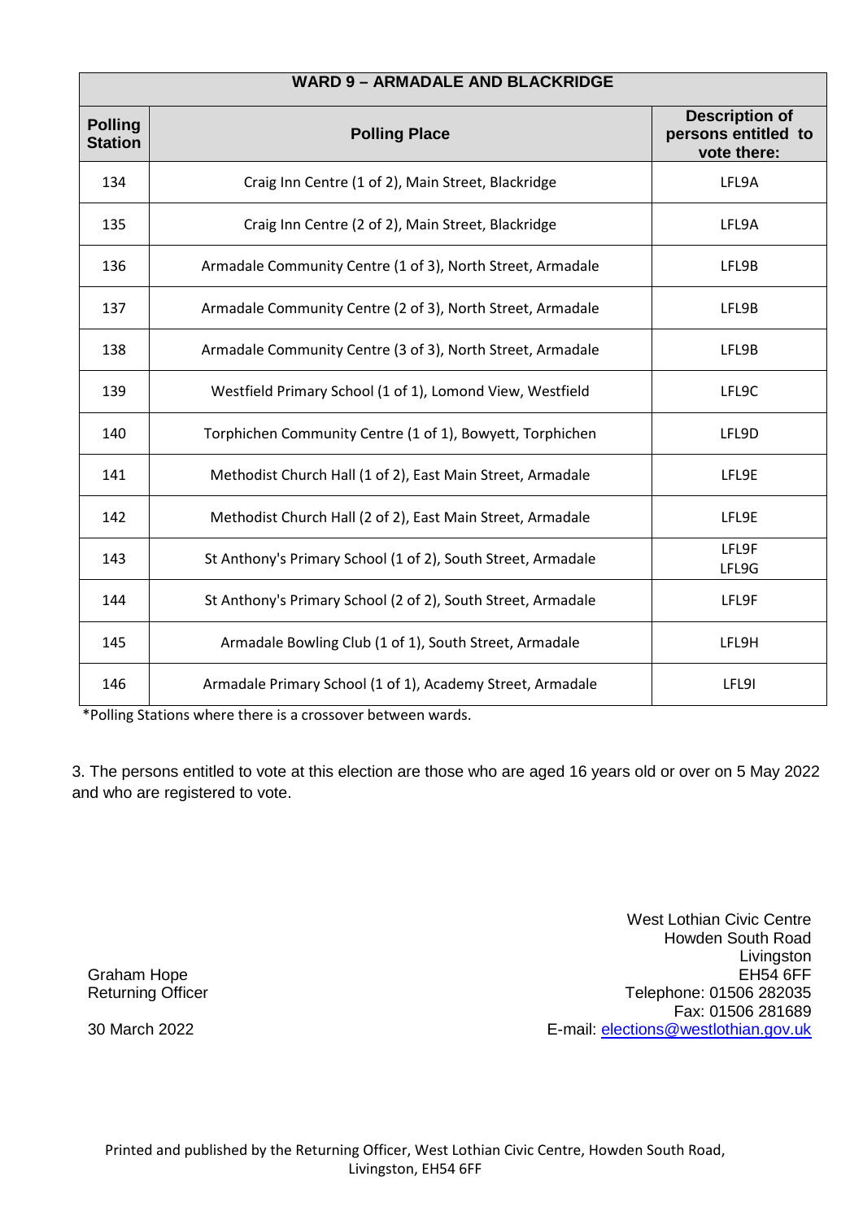| WARD 9 – ARMADALE AND BLACKRIDGE | | |
|---|---|---|
| **Polling Station** | **Polling Place** | **Description of persons entitled to vote there:** |
| 134 | Craig Inn Centre (1 of 2), Main Street, Blackridge | LFL9A |
| 135 | Craig Inn Centre (2 of 2), Main Street, Blackridge | LFL9A |
| 136 | Armadale Community Centre (1 of 3), North Street, Armadale | LFL9B |
| 137 | Armadale Community Centre (2 of 3), North Street, Armadale | LFL9B |
| 138 | Armadale Community Centre (3 of 3), North Street, Armadale | LFL9B |
| 139 | Westfield Primary School (1 of 1), Lomond View, Westfield | LFL9C |
| 140 | Torphichen Community Centre (1 of 1), Bowyett, Torphichen | LFL9D |
| 141 | Methodist Church Hall (1 of 2), East Main Street, Armadale | LFL9E |
| 142 | Methodist Church Hall (2 of 2), East Main Street, Armadale | LFL9E |
| 143 | St Anthony's Primary School (1 of 2), South Street, Armadale | LFL9F LFL9G |
| 144 | St Anthony's Primary School (2 of 2), South Street, Armadale | LFL9F |
| 145 | Armadale Bowling Club (1 of 1), South Street, Armadale | LFL9H |
| 146 | Armadale Primary School (1 of 1), Academy Street, Armadale | LFL9I |

*Polling Stations where there is a crossover between wards.

3. The persons entitled to vote at this election are those who are aged 16 years old or over on 5 May 2022 and who are registered to vote.

Graham Hope
Returning Officer

30 March 2022

West Lothian Civic Centre
Howden South Road
Livingston
EH54 6FF
Telephone: 01506 282035
Fax: 01506 281689
E-mail: elections@westlothian.gov.uk

Printed and published by the Returning Officer, West Lothian Civic Centre, Howden South Road, Livingston, EH54 6FF